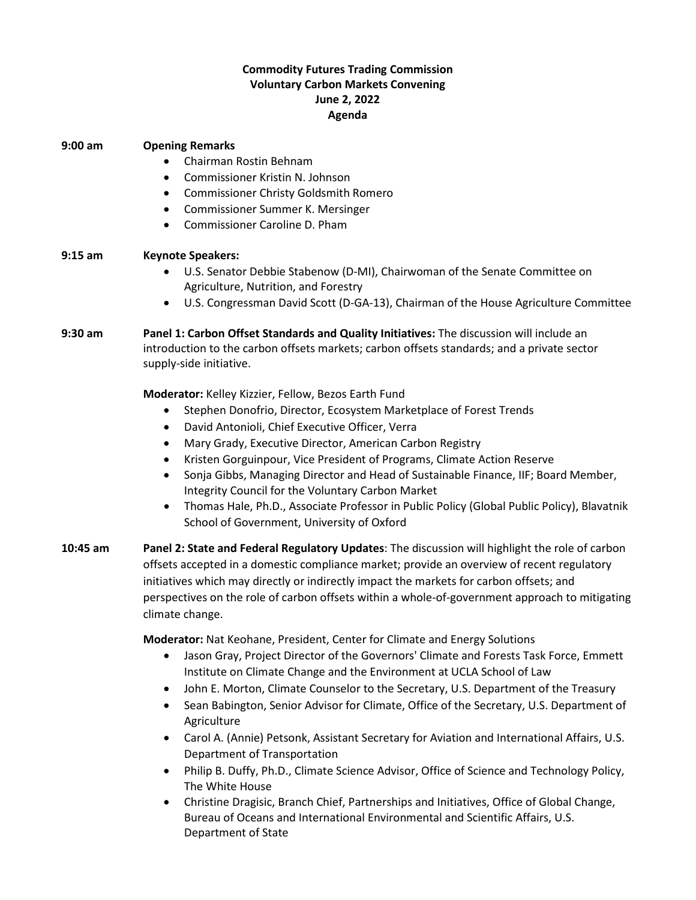**Commodity Futures Trading Commission**
**Voluntary Carbon Markets Convening**
**June 2, 2022**
**Agenda**

**9:00 am** **Opening Remarks**

- Chairman Rostin Behnam
- Commissioner Kristin N. Johnson
- Commissioner Christy Goldsmith Romero
- Commissioner Summer K. Mersinger
- Commissioner Caroline D. Pham

**9:15 am** **Keynote Speakers:**

- U.S. Senator Debbie Stabenow (D-MI), Chairwoman of the Senate Committee on Agriculture, Nutrition, and Forestry
- U.S. Congressman David Scott (D-GA-13), Chairman of the House Agriculture Committee

**9:30 am** **Panel 1: Carbon Offset Standards and Quality Initiatives:** The discussion will include an introduction to the carbon offsets markets; carbon offsets standards; and a private sector supply-side initiative.

**Moderator:** Kelley Kizzier, Fellow, Bezos Earth Fund

- Stephen Donofrio, Director, Ecosystem Marketplace of Forest Trends
- David Antonioli, Chief Executive Officer, Verra
- Mary Grady, Executive Director, American Carbon Registry
- Kristen Gorguinpour, Vice President of Programs, Climate Action Reserve
- Sonja Gibbs, Managing Director and Head of Sustainable Finance, IIF; Board Member, Integrity Council for the Voluntary Carbon Market
- Thomas Hale, Ph.D., Associate Professor in Public Policy (Global Public Policy), Blavatnik School of Government, University of Oxford

**10:45 am** **Panel 2: State and Federal Regulatory Updates**: The discussion will highlight the role of carbon offsets accepted in a domestic compliance market; provide an overview of recent regulatory initiatives which may directly or indirectly impact the markets for carbon offsets; and perspectives on the role of carbon offsets within a whole-of-government approach to mitigating climate change.

**Moderator:** Nat Keohane, President, Center for Climate and Energy Solutions

- Jason Gray, Project Director of the Governors' Climate and Forests Task Force, Emmett Institute on Climate Change and the Environment at UCLA School of Law
- John E. Morton, Climate Counselor to the Secretary, U.S. Department of the Treasury
- Sean Babington, Senior Advisor for Climate, Office of the Secretary, U.S. Department of Agriculture
- Carol A. (Annie) Petsonk, Assistant Secretary for Aviation and International Affairs, U.S. Department of Transportation
- Philip B. Duffy, Ph.D., Climate Science Advisor, Office of Science and Technology Policy, The White House
- Christine Dragisic, Branch Chief, Partnerships and Initiatives, Office of Global Change, Bureau of Oceans and International Environmental and Scientific Affairs, U.S. Department of State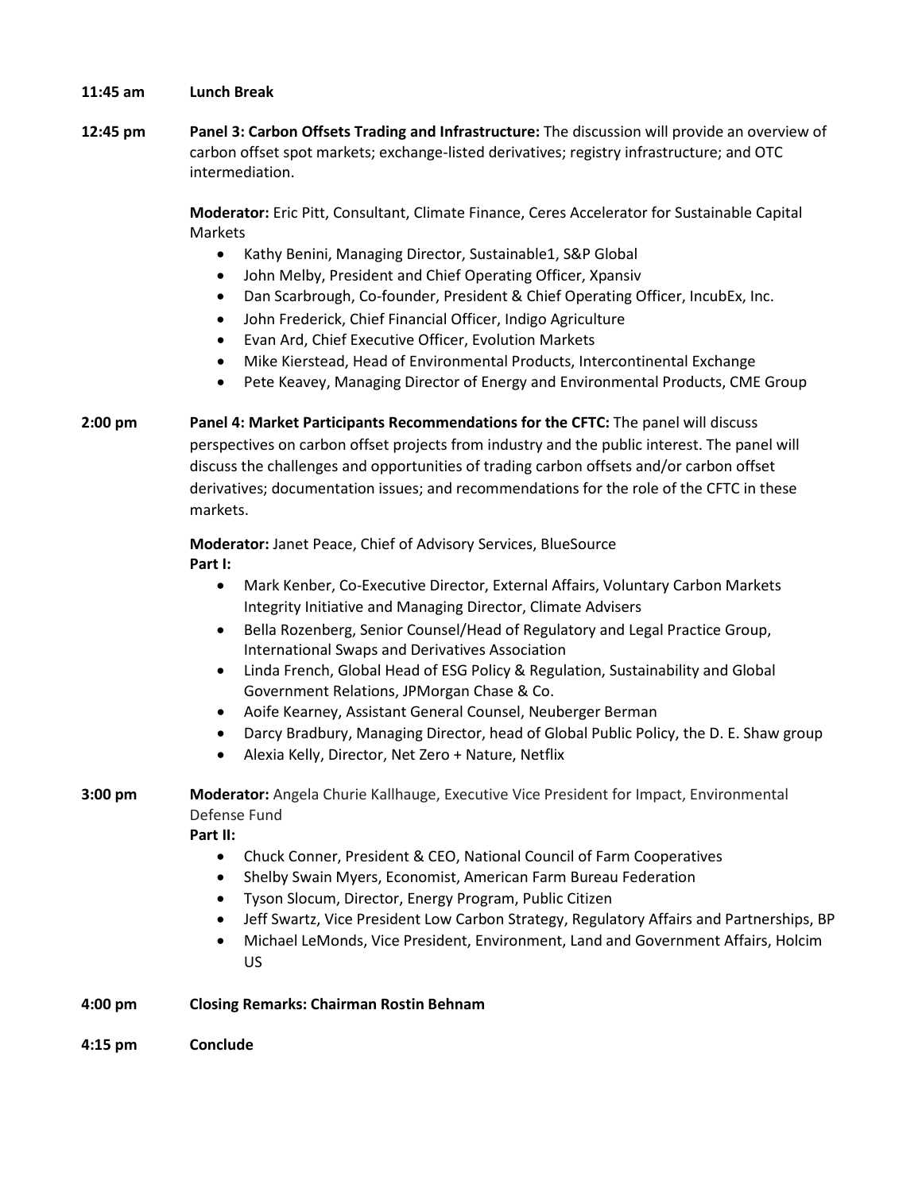**11:45 am** **Lunch Break**

**12:45 pm** **Panel 3: Carbon Offsets Trading and Infrastructure:** The discussion will provide an overview of carbon offset spot markets; exchange-listed derivatives; registry infrastructure; and OTC intermediation.

**Moderator:** Eric Pitt, Consultant, Climate Finance, Ceres Accelerator for Sustainable Capital Markets

- Kathy Benini, Managing Director, Sustainable1, S&P Global
- John Melby, President and Chief Operating Officer, Xpansiv
- Dan Scarbrough, Co-founder, President & Chief Operating Officer, IncubEx, Inc.
- John Frederick, Chief Financial Officer, Indigo Agriculture
- Evan Ard, Chief Executive Officer, Evolution Markets
- Mike Kierstead, Head of Environmental Products, Intercontinental Exchange
- Pete Keavey, Managing Director of Energy and Environmental Products, CME Group

**2:00 pm** **Panel 4: Market Participants Recommendations for the CFTC:** The panel will discuss perspectives on carbon offset projects from industry and the public interest. The panel will discuss the challenges and opportunities of trading carbon offsets and/or carbon offset derivatives; documentation issues; and recommendations for the role of the CFTC in these markets.

**Moderator:** Janet Peace, Chief of Advisory Services, BlueSource

**Part I:**

- Mark Kenber, Co-Executive Director, External Affairs, Voluntary Carbon Markets Integrity Initiative and Managing Director, Climate Advisers
- Bella Rozenberg, Senior Counsel/Head of Regulatory and Legal Practice Group, International Swaps and Derivatives Association
- Linda French, Global Head of ESG Policy & Regulation, Sustainability and Global Government Relations, JPMorgan Chase & Co.
- Aoife Kearney, Assistant General Counsel, Neuberger Berman
- Darcy Bradbury, Managing Director, head of Global Public Policy, the D. E. Shaw group
- Alexia Kelly, Director, Net Zero + Nature, Netflix

**3:00 pm** **Moderator:** Angela Churie Kallhauge, Executive Vice President for Impact, Environmental Defense Fund

**Part II:**

- Chuck Conner, President & CEO, National Council of Farm Cooperatives
- Shelby Swain Myers, Economist, American Farm Bureau Federation
- Tyson Slocum, Director, Energy Program, Public Citizen
- Jeff Swartz, Vice President Low Carbon Strategy, Regulatory Affairs and Partnerships, BP
- Michael LeMonds, Vice President, Environment, Land and Government Affairs, Holcim US

**4:00 pm** **Closing Remarks: Chairman Rostin Behnam**

**4:15 pm** **Conclude**